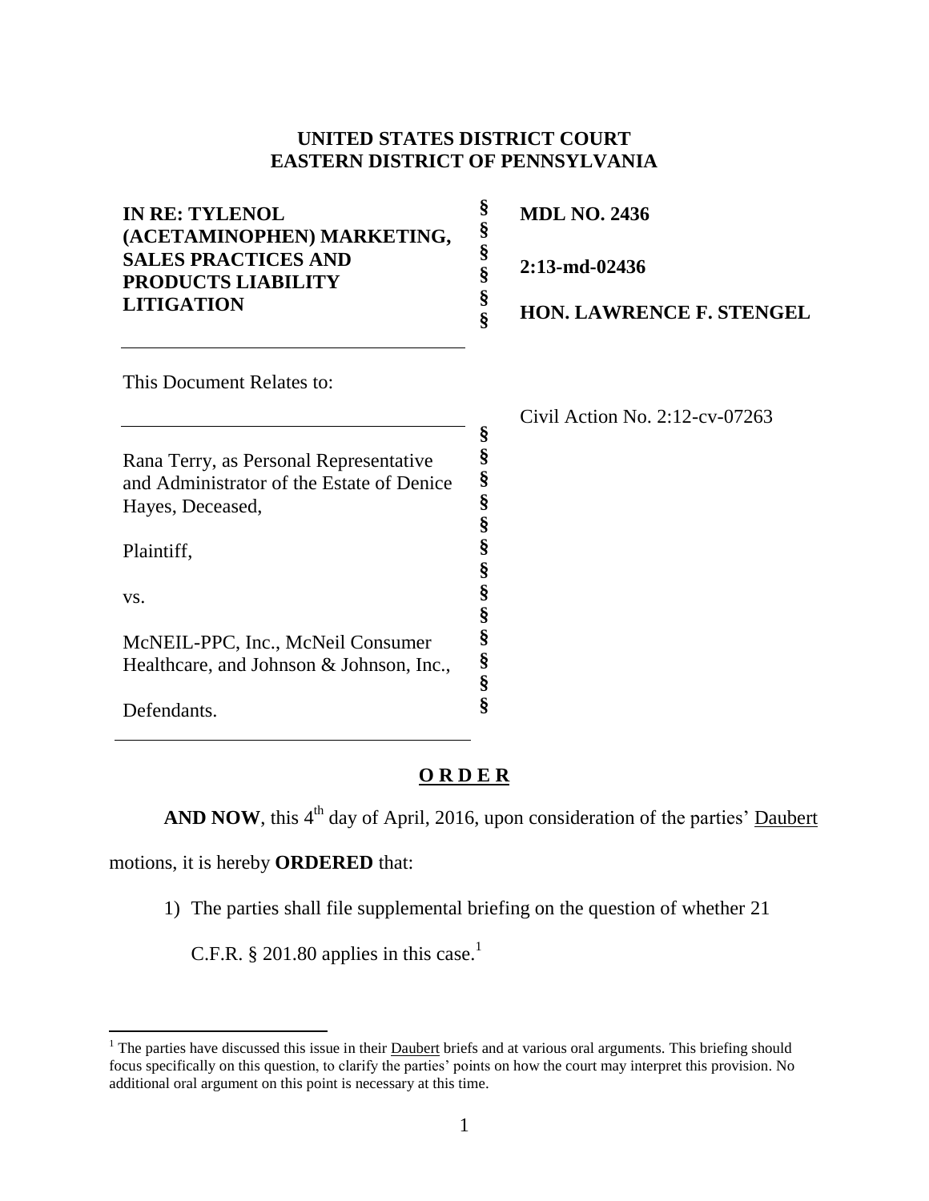**UNITED STATES DISTRICT COURT**
**EASTERN DISTRICT OF PENNSYLVANIA**

| | | |
|---|---|---|
| **IN RE: TYLENOL (ACETAMINOPHEN) MARKETING, SALES PRACTICES AND PRODUCTS LIABILITY LITIGATION** | § § § § § § | **MDL NO. 2436** <br> **2:13-md-02436** <br> **HON. LAWRENCE F. STENGEL** |

This Document Relates to:

Civil Action No. 2:12-cv-07263

Rana Terry, as Personal Representative and Administrator of the Estate of Denice Hayes, Deceased,

Plaintiff,

vs.

McNEIL-PPC, Inc., McNeil Consumer Healthcare, and Johnson & Johnson, Inc.,

Defendants.

**O R D E R**

**AND NOW**, this 4th day of April, 2016, upon consideration of the parties' Daubert motions, it is hereby **ORDERED** that:

1) The parties shall file supplemental briefing on the question of whether 21 C.F.R. § 201.80 applies in this case.[1]

[1] The parties have discussed this issue in their Daubert briefs and at various oral arguments. This briefing should focus specifically on this question, to clarify the parties' points on how the court may interpret this provision. No additional oral argument on this point is necessary at this time.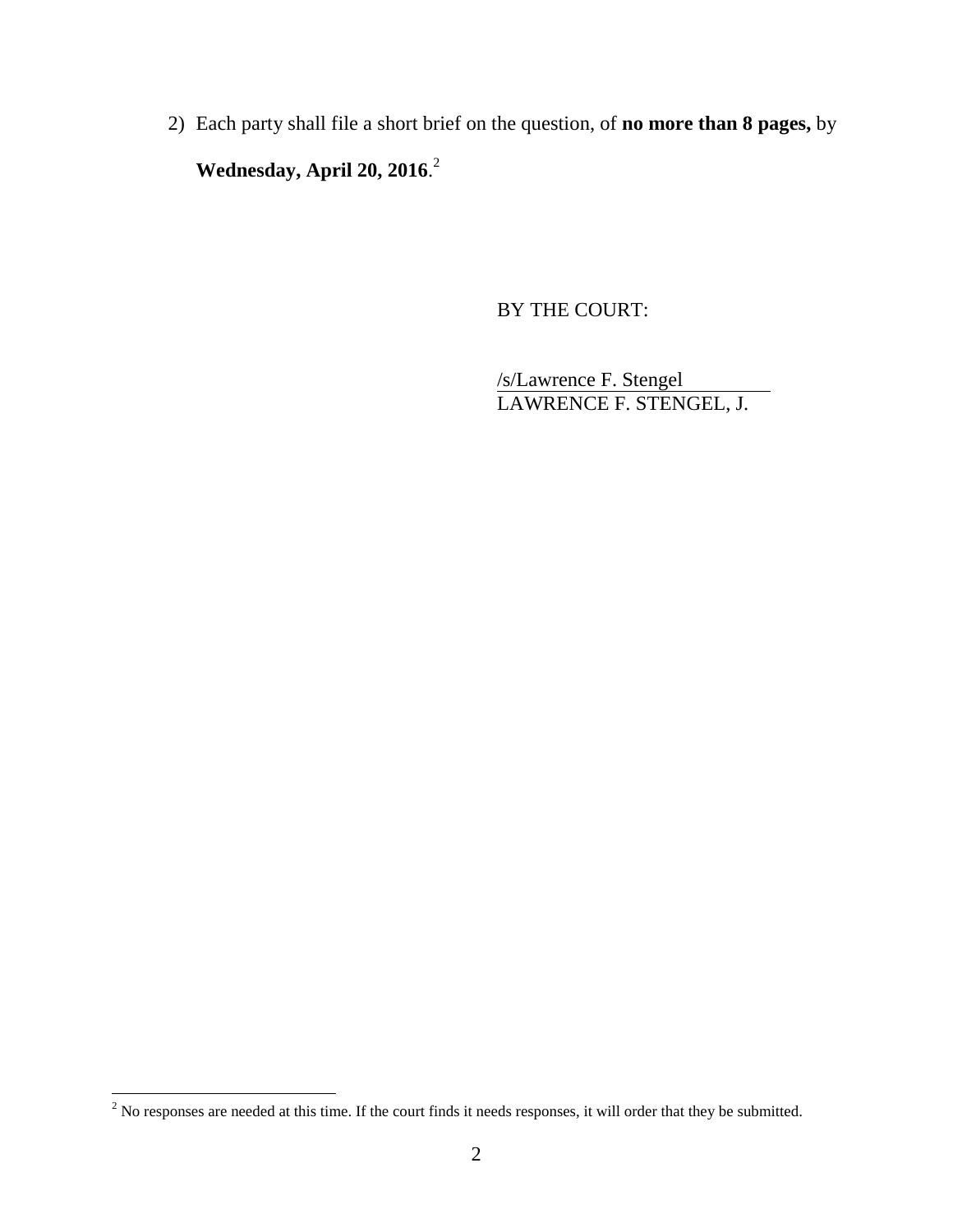2) Each party shall file a short brief on the question, of **no more than 8 pages,** by **Wednesday, April 20, 2016**.[2]

BY THE COURT:

/s/Lawrence F. Stengel
LAWRENCE F. STENGEL, J.

---

[2] No responses are needed at this time. If the court finds it needs responses, it will order that they be submitted.